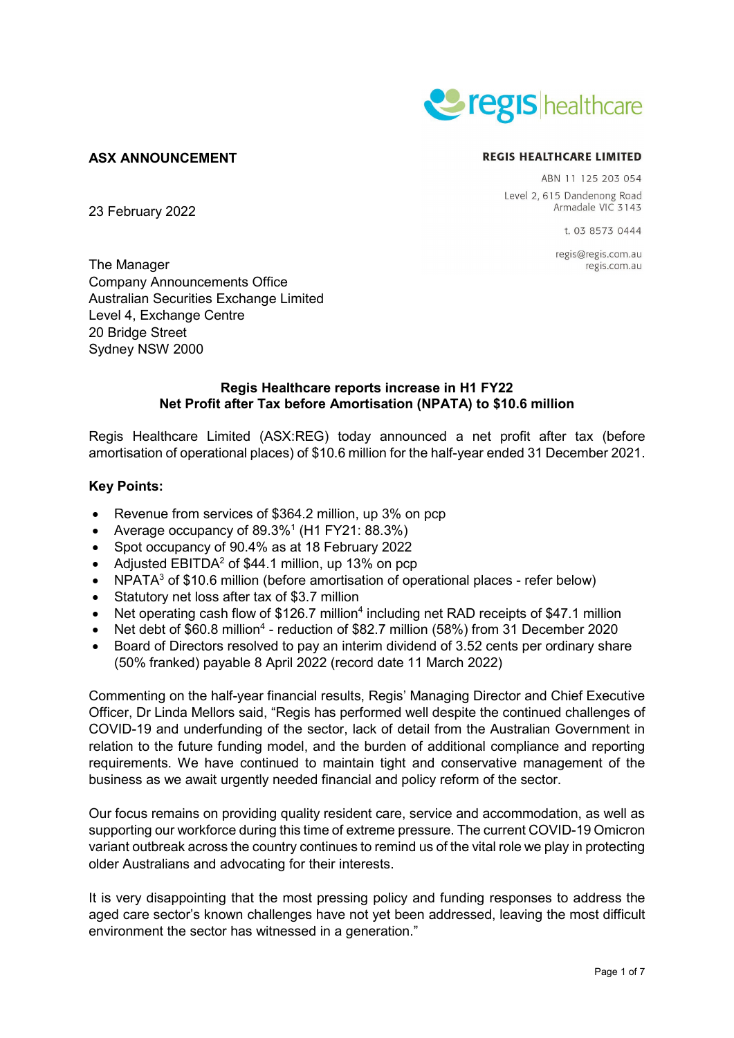**ASX ANNOUNCEMENT**

**REGIS HEALTHCARE LIMITED**

ABN 11 125 203 054
Level 2, 615 Dandenong Road
Armadale VIC 3143

t. 03 8573 0444

regis@regis.com.au
regis.com.au

23 February 2022

The Manager
Company Announcements Office
Australian Securities Exchange Limited
Level 4, Exchange Centre
20 Bridge Street
Sydney NSW 2000

**Regis Healthcare reports increase in H1 FY22**
**Net Profit after Tax before Amortisation (NPATA) to $10.6 million**

Regis Healthcare Limited (ASX:REG) today announced a net profit after tax (before amortisation of operational places) of $10.6 million for the half-year ended 31 December 2021.

**Key Points:**

- Revenue from services of $364.2 million, up 3% on pcp
- Average occupancy of 89.3%[1] (H1 FY21: 88.3%)
- Spot occupancy of 90.4% as at 18 February 2022
- Adjusted EBITDA[2] of $44.1 million, up 13% on pcp
- NPATA[3] of $10.6 million (before amortisation of operational places - refer below)
- Statutory net loss after tax of $3.7 million
- Net operating cash flow of $126.7 million[4] including net RAD receipts of $47.1 million
- Net debt of $60.8 million[4] - reduction of $82.7 million (58%) from 31 December 2020
- Board of Directors resolved to pay an interim dividend of 3.52 cents per ordinary share (50% franked) payable 8 April 2022 (record date 11 March 2022)

Commenting on the half-year financial results, Regis' Managing Director and Chief Executive Officer, Dr Linda Mellors said, "Regis has performed well despite the continued challenges of COVID-19 and underfunding of the sector, lack of detail from the Australian Government in relation to the future funding model, and the burden of additional compliance and reporting requirements. We have continued to maintain tight and conservative management of the business as we await urgently needed financial and policy reform of the sector.

Our focus remains on providing quality resident care, service and accommodation, as well as supporting our workforce during this time of extreme pressure. The current COVID-19 Omicron variant outbreak across the country continues to remind us of the vital role we play in protecting older Australians and advocating for their interests.

It is very disappointing that the most pressing policy and funding responses to address the aged care sector's known challenges have not yet been addressed, leaving the most difficult environment the sector has witnessed in a generation."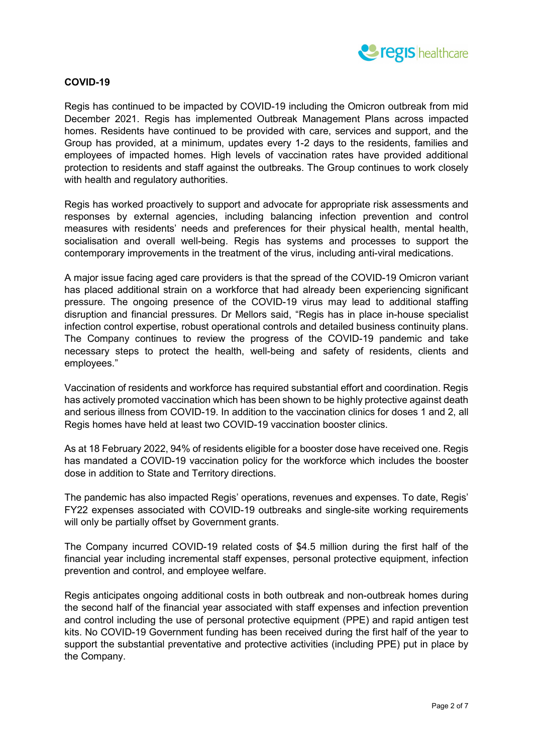## COVID-19

Regis has continued to be impacted by COVID-19 including the Omicron outbreak from mid December 2021. Regis has implemented Outbreak Management Plans across impacted homes. Residents have continued to be provided with care, services and support, and the Group has provided, at a minimum, updates every 1-2 days to the residents, families and employees of impacted homes. High levels of vaccination rates have provided additional protection to residents and staff against the outbreaks. The Group continues to work closely with health and regulatory authorities.

Regis has worked proactively to support and advocate for appropriate risk assessments and responses by external agencies, including balancing infection prevention and control measures with residents' needs and preferences for their physical health, mental health, socialisation and overall well-being. Regis has systems and processes to support the contemporary improvements in the treatment of the virus, including anti-viral medications.

A major issue facing aged care providers is that the spread of the COVID-19 Omicron variant has placed additional strain on a workforce that had already been experiencing significant pressure. The ongoing presence of the COVID-19 virus may lead to additional staffing disruption and financial pressures. Dr Mellors said, "Regis has in place in-house specialist infection control expertise, robust operational controls and detailed business continuity plans. The Company continues to review the progress of the COVID-19 pandemic and take necessary steps to protect the health, well-being and safety of residents, clients and employees."

Vaccination of residents and workforce has required substantial effort and coordination. Regis has actively promoted vaccination which has been shown to be highly protective against death and serious illness from COVID-19. In addition to the vaccination clinics for doses 1 and 2, all Regis homes have held at least two COVID-19 vaccination booster clinics.

As at 18 February 2022, 94% of residents eligible for a booster dose have received one. Regis has mandated a COVID-19 vaccination policy for the workforce which includes the booster dose in addition to State and Territory directions.

The pandemic has also impacted Regis' operations, revenues and expenses. To date, Regis' FY22 expenses associated with COVID-19 outbreaks and single-site working requirements will only be partially offset by Government grants.

The Company incurred COVID-19 related costs of $4.5 million during the first half of the financial year including incremental staff expenses, personal protective equipment, infection prevention and control, and employee welfare.

Regis anticipates ongoing additional costs in both outbreak and non-outbreak homes during the second half of the financial year associated with staff expenses and infection prevention and control including the use of personal protective equipment (PPE) and rapid antigen test kits. No COVID-19 Government funding has been received during the first half of the year to support the substantial preventative and protective activities (including PPE) put in place by the Company.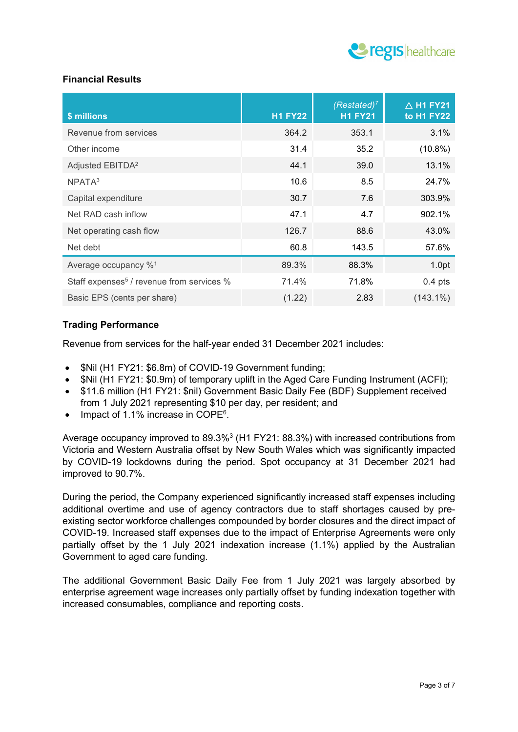### Financial Results

| $ millions | H1 FY22 | *(Restated)*[7] H1 FY21 | △ H1 FY21 to H1 FY22 |
|---|---|---|---|
| Revenue from services | 364.2 | 353.1 | 3.1% |
| Other income | 31.4 | 35.2 | (10.8%) |
| Adjusted EBITDA[2] | 44.1 | 39.0 | 13.1% |
| NPATA[3] | 10.6 | 8.5 | 24.7% |
| Capital expenditure | 30.7 | 7.6 | 303.9% |
| Net RAD cash inflow | 47.1 | 4.7 | 902.1% |
| Net operating cash flow | 126.7 | 88.6 | 43.0% |
| Net debt | 60.8 | 143.5 | 57.6% |
| Average occupancy %[1] | 89.3% | 88.3% | 1.0pt |
| Staff expenses[5] / revenue from services % | 71.4% | 71.8% | 0.4 pts |
| Basic EPS (cents per share) | (1.22) | 2.83 | (143.1%) |

### Trading Performance

Revenue from services for the half-year ended 31 December 2021 includes:

- $Nil (H1 FY21: $6.8m) of COVID-19 Government funding;
- $Nil (H1 FY21: $0.9m) of temporary uplift in the Aged Care Funding Instrument (ACFI);
- $11.6 million (H1 FY21: $nil) Government Basic Daily Fee (BDF) Supplement received from 1 July 2021 representing $10 per day, per resident; and
- Impact of 1.1% increase in COPE[6].

Average occupancy improved to 89.3%[3] (H1 FY21: 88.3%) with increased contributions from Victoria and Western Australia offset by New South Wales which was significantly impacted by COVID-19 lockdowns during the period. Spot occupancy at 31 December 2021 had improved to 90.7%.

During the period, the Company experienced significantly increased staff expenses including additional overtime and use of agency contractors due to staff shortages caused by pre-existing sector workforce challenges compounded by border closures and the direct impact of COVID-19. Increased staff expenses due to the impact of Enterprise Agreements were only partially offset by the 1 July 2021 indexation increase (1.1%) applied by the Australian Government to aged care funding.

The additional Government Basic Daily Fee from 1 July 2021 was largely absorbed by enterprise agreement wage increases only partially offset by funding indexation together with increased consumables, compliance and reporting costs.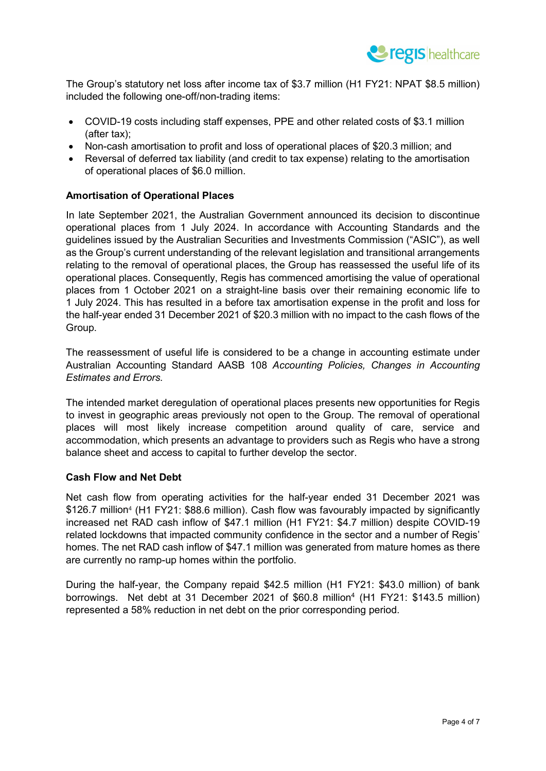The Group's statutory net loss after income tax of $3.7 million (H1 FY21: NPAT $8.5 million) included the following one-off/non-trading items:

- COVID-19 costs including staff expenses, PPE and other related costs of $3.1 million (after tax);
- Non-cash amortisation to profit and loss of operational places of $20.3 million; and
- Reversal of deferred tax liability (and credit to tax expense) relating to the amortisation of operational places of $6.0 million.

**Amortisation of Operational Places**

In late September 2021, the Australian Government announced its decision to discontinue operational places from 1 July 2024. In accordance with Accounting Standards and the guidelines issued by the Australian Securities and Investments Commission ("ASIC"), as well as the Group's current understanding of the relevant legislation and transitional arrangements relating to the removal of operational places, the Group has reassessed the useful life of its operational places. Consequently, Regis has commenced amortising the value of operational places from 1 October 2021 on a straight-line basis over their remaining economic life to 1 July 2024. This has resulted in a before tax amortisation expense in the profit and loss for the half-year ended 31 December 2021 of $20.3 million with no impact to the cash flows of the Group.

The reassessment of useful life is considered to be a change in accounting estimate under Australian Accounting Standard AASB 108 *Accounting Policies, Changes in Accounting Estimates and Errors.*

The intended market deregulation of operational places presents new opportunities for Regis to invest in geographic areas previously not open to the Group. The removal of operational places will most likely increase competition around quality of care, service and accommodation, which presents an advantage to providers such as Regis who have a strong balance sheet and access to capital to further develop the sector.

**Cash Flow and Net Debt**

Net cash flow from operating activities for the half-year ended 31 December 2021 was $126.7 million[4] (H1 FY21: $88.6 million). Cash flow was favourably impacted by significantly increased net RAD cash inflow of $47.1 million (H1 FY21: $4.7 million) despite COVID-19 related lockdowns that impacted community confidence in the sector and a number of Regis' homes. The net RAD cash inflow of $47.1 million was generated from mature homes as there are currently no ramp-up homes within the portfolio.

During the half-year, the Company repaid $42.5 million (H1 FY21: $43.0 million) of bank borrowings. Net debt at 31 December 2021 of $60.8 million[4] (H1 FY21: $143.5 million) represented a 58% reduction in net debt on the prior corresponding period.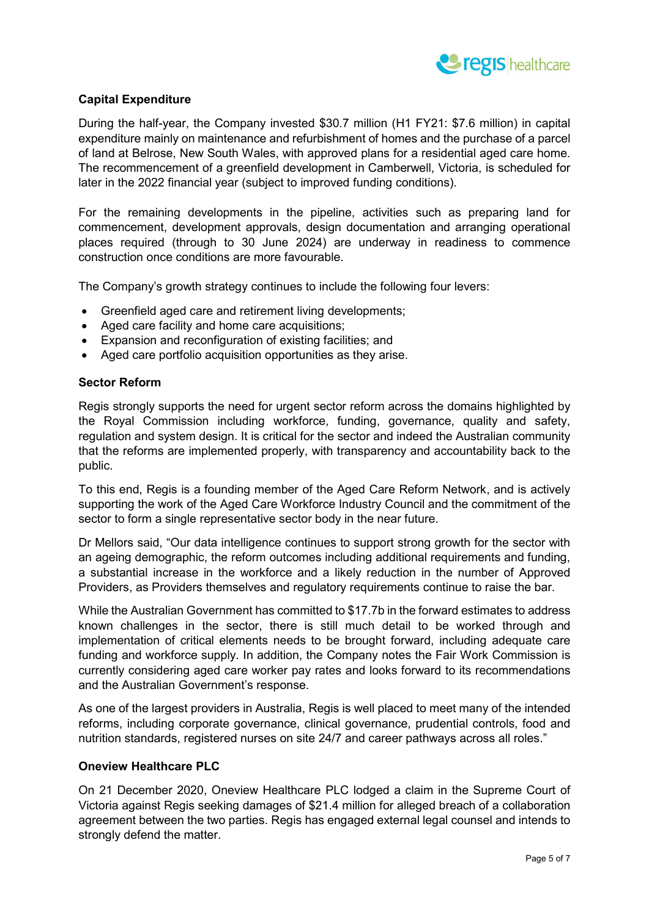## Capital Expenditure

During the half-year, the Company invested $30.7 million (H1 FY21: $7.6 million) in capital expenditure mainly on maintenance and refurbishment of homes and the purchase of a parcel of land at Belrose, New South Wales, with approved plans for a residential aged care home. The recommencement of a greenfield development in Camberwell, Victoria, is scheduled for later in the 2022 financial year (subject to improved funding conditions).

For the remaining developments in the pipeline, activities such as preparing land for commencement, development approvals, design documentation and arranging operational places required (through to 30 June 2024) are underway in readiness to commence construction once conditions are more favourable.

The Company's growth strategy continues to include the following four levers:

- Greenfield aged care and retirement living developments;
- Aged care facility and home care acquisitions;
- Expansion and reconfiguration of existing facilities; and
- Aged care portfolio acquisition opportunities as they arise.

## Sector Reform

Regis strongly supports the need for urgent sector reform across the domains highlighted by the Royal Commission including workforce, funding, governance, quality and safety, regulation and system design. It is critical for the sector and indeed the Australian community that the reforms are implemented properly, with transparency and accountability back to the public.

To this end, Regis is a founding member of the Aged Care Reform Network, and is actively supporting the work of the Aged Care Workforce Industry Council and the commitment of the sector to form a single representative sector body in the near future.

Dr Mellors said, "Our data intelligence continues to support strong growth for the sector with an ageing demographic, the reform outcomes including additional requirements and funding, a substantial increase in the workforce and a likely reduction in the number of Approved Providers, as Providers themselves and regulatory requirements continue to raise the bar.

While the Australian Government has committed to $17.7b in the forward estimates to address known challenges in the sector, there is still much detail to be worked through and implementation of critical elements needs to be brought forward, including adequate care funding and workforce supply. In addition, the Company notes the Fair Work Commission is currently considering aged care worker pay rates and looks forward to its recommendations and the Australian Government's response.

As one of the largest providers in Australia, Regis is well placed to meet many of the intended reforms, including corporate governance, clinical governance, prudential controls, food and nutrition standards, registered nurses on site 24/7 and career pathways across all roles."

## Oneview Healthcare PLC

On 21 December 2020, Oneview Healthcare PLC lodged a claim in the Supreme Court of Victoria against Regis seeking damages of $21.4 million for alleged breach of a collaboration agreement between the two parties. Regis has engaged external legal counsel and intends to strongly defend the matter.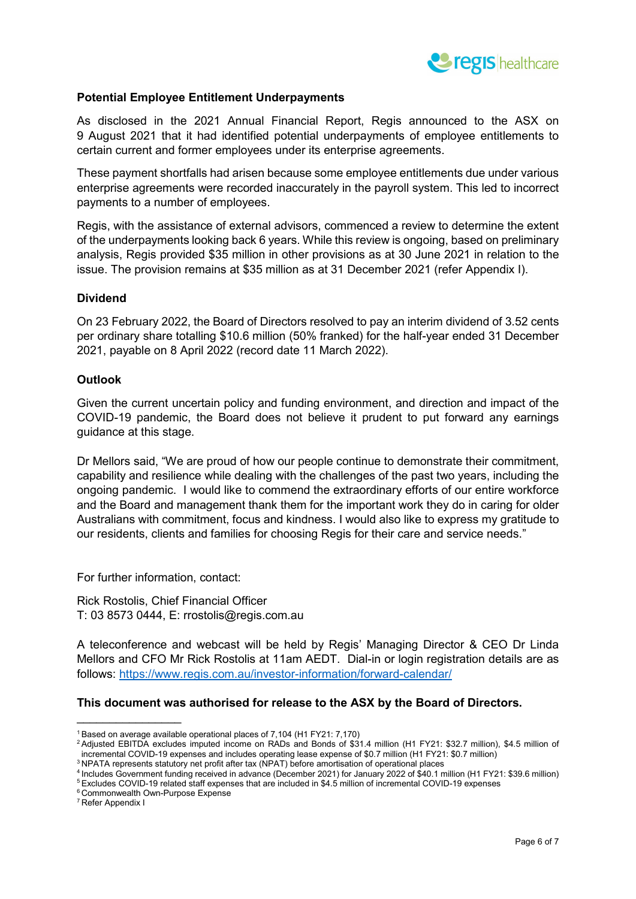## Potential Employee Entitlement Underpayments

As disclosed in the 2021 Annual Financial Report, Regis announced to the ASX on 9 August 2021 that it had identified potential underpayments of employee entitlements to certain current and former employees under its enterprise agreements.

These payment shortfalls had arisen because some employee entitlements due under various enterprise agreements were recorded inaccurately in the payroll system. This led to incorrect payments to a number of employees.

Regis, with the assistance of external advisors, commenced a review to determine the extent of the underpayments looking back 6 years. While this review is ongoing, based on preliminary analysis, Regis provided $35 million in other provisions as at 30 June 2021 in relation to the issue. The provision remains at $35 million as at 31 December 2021 (refer Appendix I).

## Dividend

On 23 February 2022, the Board of Directors resolved to pay an interim dividend of 3.52 cents per ordinary share totalling $10.6 million (50% franked) for the half-year ended 31 December 2021, payable on 8 April 2022 (record date 11 March 2022).

## Outlook

Given the current uncertain policy and funding environment, and direction and impact of the COVID-19 pandemic, the Board does not believe it prudent to put forward any earnings guidance at this stage.

Dr Mellors said, "We are proud of how our people continue to demonstrate their commitment, capability and resilience while dealing with the challenges of the past two years, including the ongoing pandemic. I would like to commend the extraordinary efforts of our entire workforce and the Board and management thank them for the important work they do in caring for older Australians with commitment, focus and kindness. I would also like to express my gratitude to our residents, clients and families for choosing Regis for their care and service needs."

For further information, contact:

Rick Rostolis, Chief Financial Officer
T: 03 8573 0444, E: rrostolis@regis.com.au

A teleconference and webcast will be held by Regis' Managing Director & CEO Dr Linda Mellors and CFO Mr Rick Rostolis at 11am AEDT. Dial-in or login registration details are as follows: https://www.regis.com.au/investor-information/forward-calendar/

**This document was authorised for release to the ASX by the Board of Directors.**

---

[1] Based on average available operational places of 7,104 (H1 FY21: 7,170)
[2] Adjusted EBITDA excludes imputed income on RADs and Bonds of $31.4 million (H1 FY21: $32.7 million), $4.5 million of incremental COVID-19 expenses and includes operating lease expense of $0.7 million (H1 FY21: $0.7 million)
[3] NPATA represents statutory net profit after tax (NPAT) before amortisation of operational places
[4] Includes Government funding received in advance (December 2021) for January 2022 of $40.1 million (H1 FY21: $39.6 million)
[5] Excludes COVID-19 related staff expenses that are included in $4.5 million of incremental COVID-19 expenses
[6] Commonwealth Own-Purpose Expense
[7] Refer Appendix I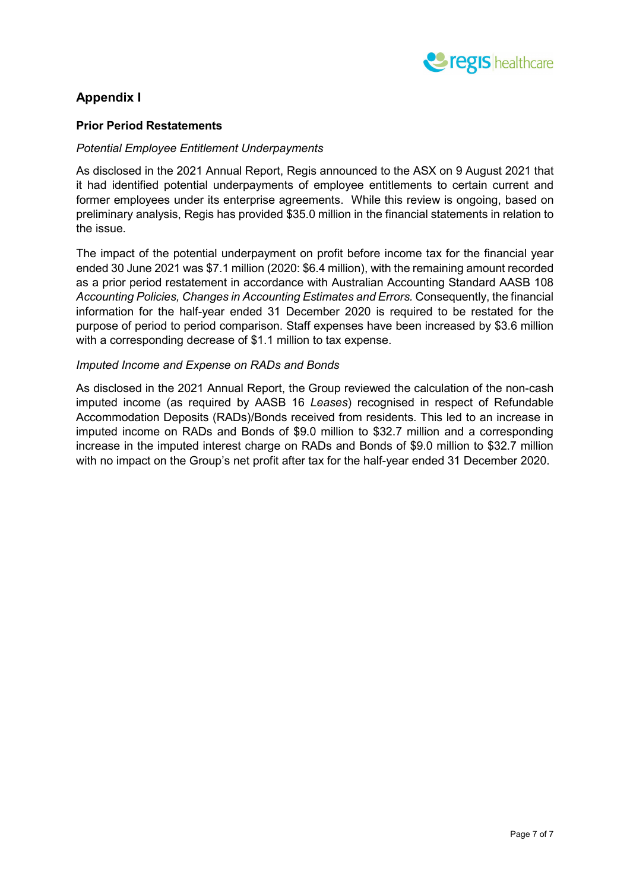## Appendix I

### Prior Period Restatements

*Potential Employee Entitlement Underpayments*

As disclosed in the 2021 Annual Report, Regis announced to the ASX on 9 August 2021 that it had identified potential underpayments of employee entitlements to certain current and former employees under its enterprise agreements. While this review is ongoing, based on preliminary analysis, Regis has provided $35.0 million in the financial statements in relation to the issue.

The impact of the potential underpayment on profit before income tax for the financial year ended 30 June 2021 was $7.1 million (2020: $6.4 million), with the remaining amount recorded as a prior period restatement in accordance with Australian Accounting Standard AASB 108 *Accounting Policies, Changes in Accounting Estimates and Errors.* Consequently, the financial information for the half-year ended 31 December 2020 is required to be restated for the purpose of period to period comparison. Staff expenses have been increased by $3.6 million with a corresponding decrease of $1.1 million to tax expense.

*Imputed Income and Expense on RADs and Bonds*

As disclosed in the 2021 Annual Report, the Group reviewed the calculation of the non-cash imputed income (as required by AASB 16 *Leases*) recognised in respect of Refundable Accommodation Deposits (RADs)/Bonds received from residents. This led to an increase in imputed income on RADs and Bonds of $9.0 million to $32.7 million and a corresponding increase in the imputed interest charge on RADs and Bonds of $9.0 million to $32.7 million with no impact on the Group's net profit after tax for the half-year ended 31 December 2020.